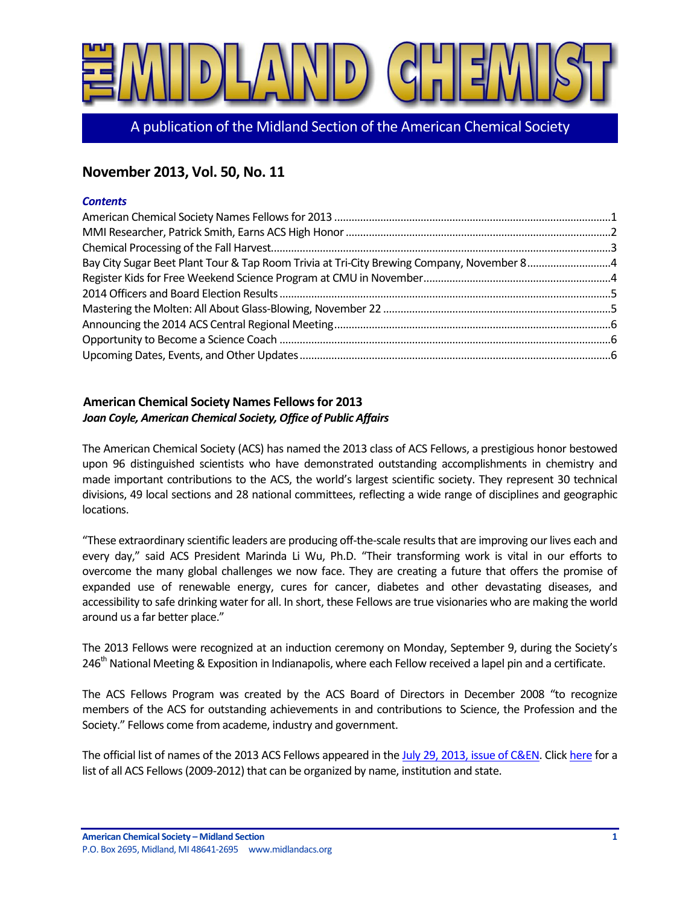# THE MIDLAND CHEMIST

A publication of the Midland Section of the American Chemical Society

## November 2013, Vol. 50, No. 11

***Contents***

American Chemical Society Names Fellows for 2013 ....1
MMI Researcher, Patrick Smith, Earns ACS High Honor ....2
Chemical Processing of the Fall Harvest....3
Bay City Sugar Beet Plant Tour & Tap Room Trivia at Tri-City Brewing Company, November 8....4
Register Kids for Free Weekend Science Program at CMU in November....4
2014 Officers and Board Election Results....5
Mastering the Molten: All About Glass-Blowing, November 22....5
Announcing the 2014 ACS Central Regional Meeting....6
Opportunity to Become a Science Coach....6
Upcoming Dates, Events, and Other Updates....6

### American Chemical Society Names Fellows for 2013

***Joan Coyle, American Chemical Society, Office of Public Affairs***

The American Chemical Society (ACS) has named the 2013 class of ACS Fellows, a prestigious honor bestowed upon 96 distinguished scientists who have demonstrated outstanding accomplishments in chemistry and made important contributions to the ACS, the world's largest scientific society. They represent 30 technical divisions, 49 local sections and 28 national committees, reflecting a wide range of disciplines and geographic locations.

"These extraordinary scientific leaders are producing off-the-scale results that are improving our lives each and every day," said ACS President Marinda Li Wu, Ph.D. "Their transforming work is vital in our efforts to overcome the many global challenges we now face. They are creating a future that offers the promise of expanded use of renewable energy, cures for cancer, diabetes and other devastating diseases, and accessibility to safe drinking water for all. In short, these Fellows are true visionaries who are making the world around us a far better place."

The 2013 Fellows were recognized at an induction ceremony on Monday, September 9, during the Society's 246th National Meeting & Exposition in Indianapolis, where each Fellow received a lapel pin and a certificate.

The ACS Fellows Program was created by the ACS Board of Directors in December 2008 "to recognize members of the ACS for outstanding achievements in and contributions to Science, the Profession and the Society." Fellows come from academe, industry and government.

The official list of names of the 2013 ACS Fellows appeared in the July 29, 2013, issue of C&EN. Click here for a list of all ACS Fellows (2009-2012) that can be organized by name, institution and state.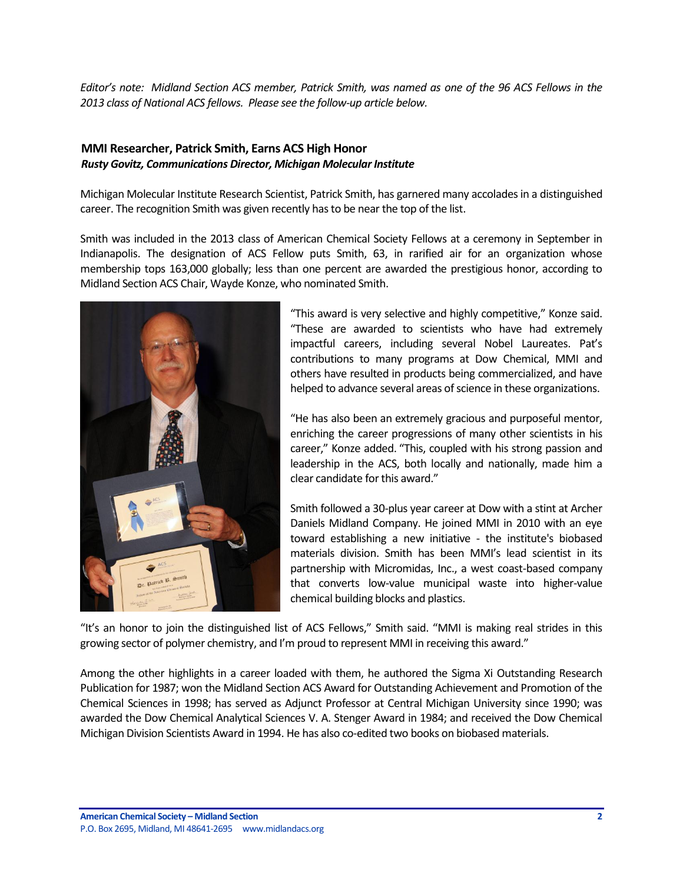*Editor's note: Midland Section ACS member, Patrick Smith, was named as one of the 96 ACS Fellows in the 2013 class of National ACS fellows. Please see the follow-up article below.*

### MMI Researcher, Patrick Smith, Earns ACS High Honor

***Rusty Govitz, Communications Director, Michigan Molecular Institute***

Michigan Molecular Institute Research Scientist, Patrick Smith, has garnered many accolades in a distinguished career. The recognition Smith was given recently has to be near the top of the list.

Smith was included in the 2013 class of American Chemical Society Fellows at a ceremony in September in Indianapolis. The designation of ACS Fellow puts Smith, 63, in rarified air for an organization whose membership tops 163,000 globally; less than one percent are awarded the prestigious honor, according to Midland Section ACS Chair, Wayde Konze, who nominated Smith.

"This award is very selective and highly competitive," Konze said. "These are awarded to scientists who have had extremely impactful careers, including several Nobel Laureates. Pat's contributions to many programs at Dow Chemical, MMI and others have resulted in products being commercialized, and have helped to advance several areas of science in these organizations.

"He has also been an extremely gracious and purposeful mentor, enriching the career progressions of many other scientists in his career," Konze added. "This, coupled with his strong passion and leadership in the ACS, both locally and nationally, made him a clear candidate for this award."

Smith followed a 30-plus year career at Dow with a stint at Archer Daniels Midland Company. He joined MMI in 2010 with an eye toward establishing a new initiative - the institute's biobased materials division. Smith has been MMI's lead scientist in its partnership with Micromidas, Inc., a west coast-based company that converts low-value municipal waste into higher-value chemical building blocks and plastics.

"It's an honor to join the distinguished list of ACS Fellows," Smith said. "MMI is making real strides in this growing sector of polymer chemistry, and I'm proud to represent MMI in receiving this award."

Among the other highlights in a career loaded with them, he authored the Sigma Xi Outstanding Research Publication for 1987; won the Midland Section ACS Award for Outstanding Achievement and Promotion of the Chemical Sciences in 1998; has served as Adjunct Professor at Central Michigan University since 1990; was awarded the Dow Chemical Analytical Sciences V. A. Stenger Award in 1984; and received the Dow Chemical Michigan Division Scientists Award in 1994. He has also co-edited two books on biobased materials.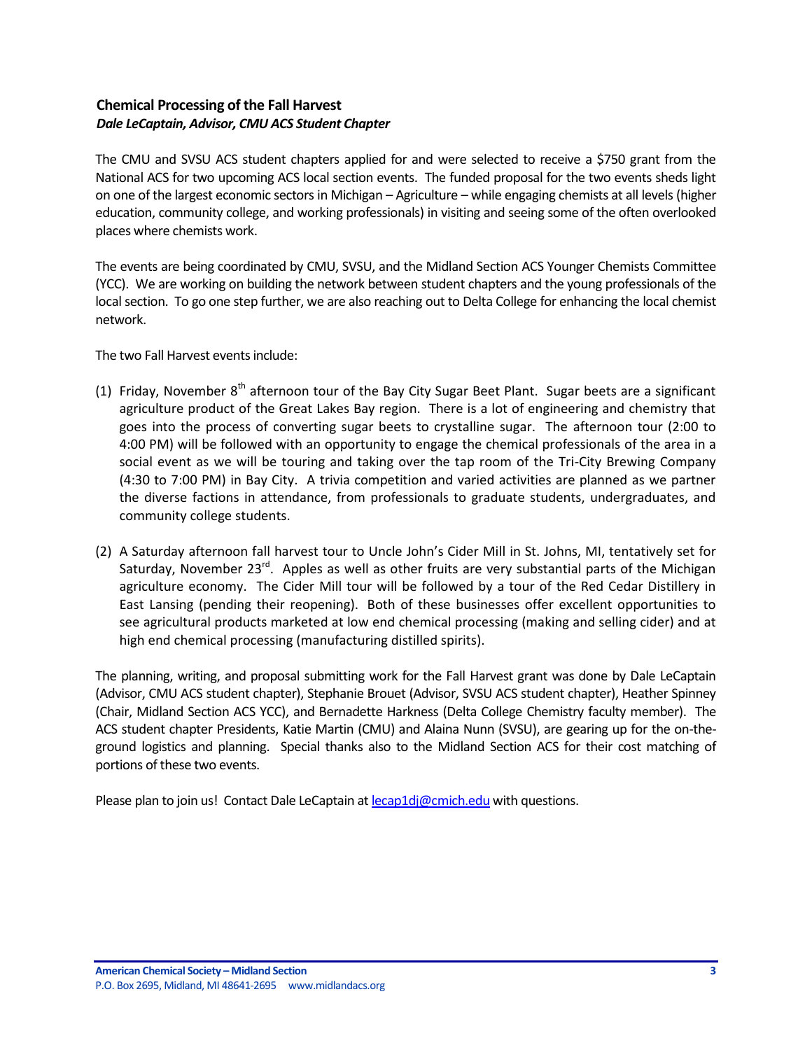## Chemical Processing of the Fall Harvest

***Dale LeCaptain, Advisor, CMU ACS Student Chapter***

The CMU and SVSU ACS student chapters applied for and were selected to receive a $750 grant from the National ACS for two upcoming ACS local section events. The funded proposal for the two events sheds light on one of the largest economic sectors in Michigan – Agriculture – while engaging chemists at all levels (higher education, community college, and working professionals) in visiting and seeing some of the often overlooked places where chemists work.

The events are being coordinated by CMU, SVSU, and the Midland Section ACS Younger Chemists Committee (YCC). We are working on building the network between student chapters and the young professionals of the local section. To go one step further, we are also reaching out to Delta College for enhancing the local chemist network.

The two Fall Harvest events include:

(1) Friday, November 8th afternoon tour of the Bay City Sugar Beet Plant. Sugar beets are a significant agriculture product of the Great Lakes Bay region. There is a lot of engineering and chemistry that goes into the process of converting sugar beets to crystalline sugar. The afternoon tour (2:00 to 4:00 PM) will be followed with an opportunity to engage the chemical professionals of the area in a social event as we will be touring and taking over the tap room of the Tri-City Brewing Company (4:30 to 7:00 PM) in Bay City. A trivia competition and varied activities are planned as we partner the diverse factions in attendance, from professionals to graduate students, undergraduates, and community college students.

(2) A Saturday afternoon fall harvest tour to Uncle John's Cider Mill in St. Johns, MI, tentatively set for Saturday, November 23rd. Apples as well as other fruits are very substantial parts of the Michigan agriculture economy. The Cider Mill tour will be followed by a tour of the Red Cedar Distillery in East Lansing (pending their reopening). Both of these businesses offer excellent opportunities to see agricultural products marketed at low end chemical processing (making and selling cider) and at high end chemical processing (manufacturing distilled spirits).

The planning, writing, and proposal submitting work for the Fall Harvest grant was done by Dale LeCaptain (Advisor, CMU ACS student chapter), Stephanie Brouet (Advisor, SVSU ACS student chapter), Heather Spinney (Chair, Midland Section ACS YCC), and Bernadette Harkness (Delta College Chemistry faculty member). The ACS student chapter Presidents, Katie Martin (CMU) and Alaina Nunn (SVSU), are gearing up for the on-the-ground logistics and planning. Special thanks also to the Midland Section ACS for their cost matching of portions of these two events.

Please plan to join us! Contact Dale LeCaptain at lecap1dj@cmich.edu with questions.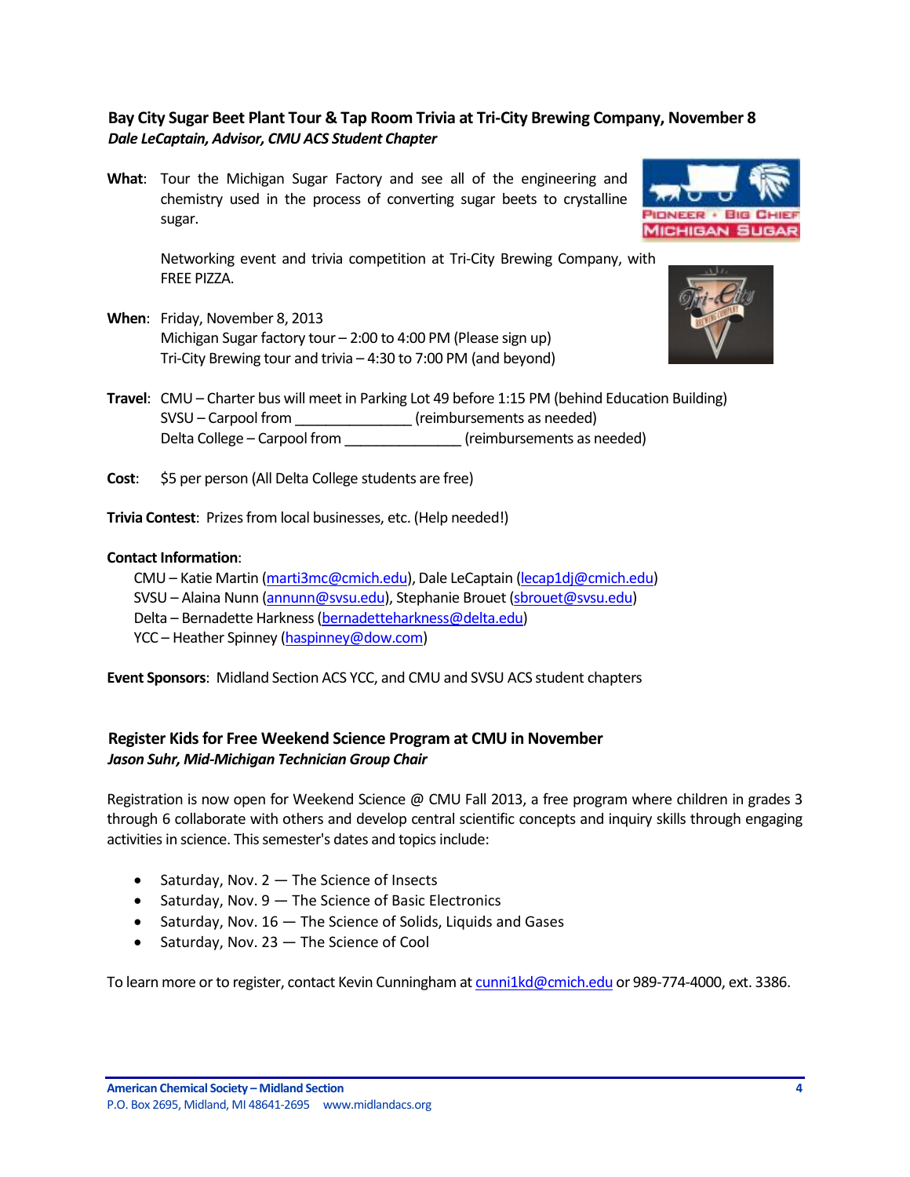## Bay City Sugar Beet Plant Tour & Tap Room Trivia at Tri-City Brewing Company, November 8

***Dale LeCaptain, Advisor, CMU ACS Student Chapter***

**What**: Tour the Michigan Sugar Factory and see all of the engineering and chemistry used in the process of converting sugar beets to crystalline sugar.

Networking event and trivia competition at Tri-City Brewing Company, with FREE PIZZA.

**When**: Friday, November 8, 2013
Michigan Sugar factory tour – 2:00 to 4:00 PM (Please sign up)
Tri-City Brewing tour and trivia – 4:30 to 7:00 PM (and beyond)

**Travel**: CMU – Charter bus will meet in Parking Lot 49 before 1:15 PM (behind Education Building)
SVSU – Carpool from _______________ (reimbursements as needed)
Delta College – Carpool from _______________ (reimbursements as needed)

**Cost**: $5 per person (All Delta College students are free)

**Trivia Contest**: Prizes from local businesses, etc. (Help needed!)

**Contact Information**:
CMU – Katie Martin (marti3mc@cmich.edu), Dale LeCaptain (lecap1dj@cmich.edu)
SVSU – Alaina Nunn (annunn@svsu.edu), Stephanie Brouet (sbrouet@svsu.edu)
Delta – Bernadette Harkness (bernadetteharkness@delta.edu)
YCC – Heather Spinney (haspinney@dow.com)

**Event Sponsors**: Midland Section ACS YCC, and CMU and SVSU ACS student chapters

## Register Kids for Free Weekend Science Program at CMU in November

***Jason Suhr, Mid-Michigan Technician Group Chair***

Registration is now open for Weekend Science @ CMU Fall 2013, a free program where children in grades 3 through 6 collaborate with others and develop central scientific concepts and inquiry skills through engaging activities in science. This semester's dates and topics include:

- Saturday, Nov. 2 — The Science of Insects
- Saturday, Nov. 9 — The Science of Basic Electronics
- Saturday, Nov. 16 — The Science of Solids, Liquids and Gases
- Saturday, Nov. 23 — The Science of Cool

To learn more or to register, contact Kevin Cunningham at cunni1kd@cmich.edu or 989-774-4000, ext. 3386.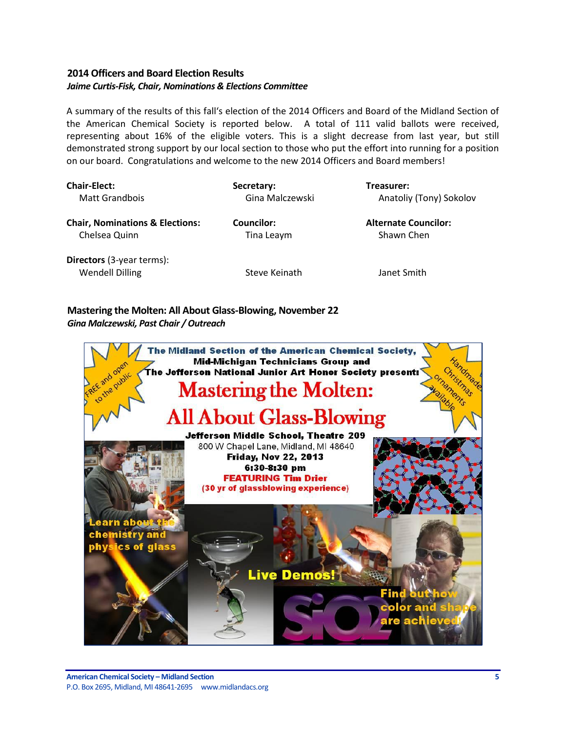## 2014 Officers and Board Election Results

***Jaime Curtis-Fisk, Chair, Nominations & Elections Committee***

A summary of the results of this fall's election of the 2014 Officers and Board of the Midland Section of the American Chemical Society is reported below. A total of 111 valid ballots were received, representing about 16% of the eligible voters. This is a slight decrease from last year, but still demonstrated strong support by our local section to those who put the effort into running for a position on our board. Congratulations and welcome to the new 2014 Officers and Board members!

**Chair-Elect:**
Matt Grandbois

**Secretary:**
Gina Malczewski

**Treasurer:**
Anatoliy (Tony) Sokolov

**Chair, Nominations & Elections:**
Chelsea Quinn

**Councilor:**
Tina Leaym

**Alternate Councilor:**
Shawn Chen

**Directors** (3-year terms):
Wendell Dilling
Steve Keinath
Janet Smith

## Mastering the Molten: All About Glass-Blowing, November 22

***Gina Malczewski, Past Chair / Outreach***

The Midland Section of the American Chemical Society, Mid-Michigan Technicians Group and The Jefferson National Junior Art Honor Society present:

# Mastering the Molten: All About Glass-Blowing

FREE and open to the public

Handmade Christmas ornaments available

**Jefferson Middle School, Theatre 209**
800 W Chapel Lane, Midland, MI 48640
**Friday, Nov 22, 2013**
**6:30-8:30 pm**
**FEATURING Tim Drier**
**(30 yr of glassblowing experience)**

Learn about the chemistry and physics of glass

Live Demos!

$SiO_2$

Find out how color and shape are achieved!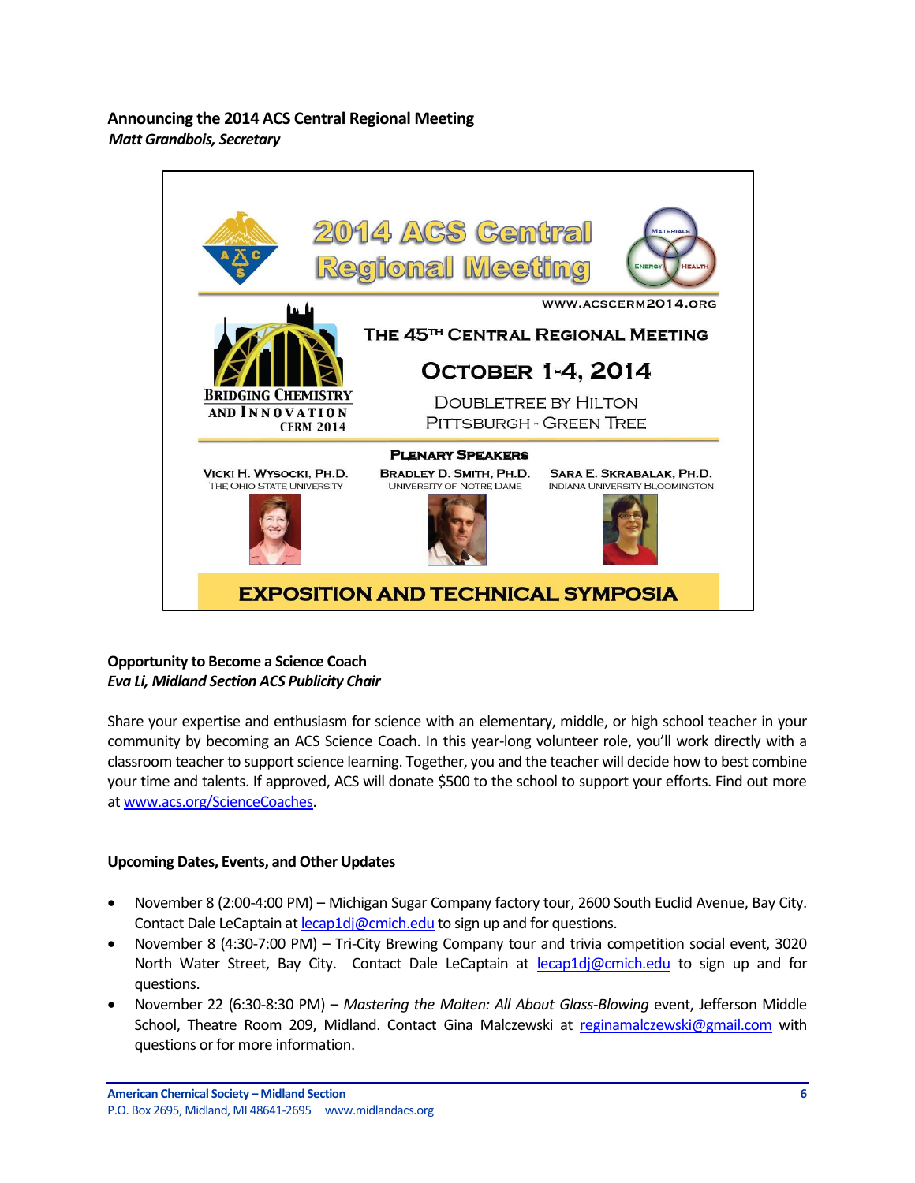**Announcing the 2014 ACS Central Regional Meeting**
***Matt Grandbois, Secretary***

2014 ACS Central Regional Meeting

MATERIALS ENERGY HEALTH

WWW.ACSCERM2014.ORG

BRIDGING CHEMISTRY AND INNOVATION CERM 2014

THE 45TH CENTRAL REGIONAL MEETING

OCTOBER 1-4, 2014

DOUBLETREE BY HILTON
PITTSBURGH - GREEN TREE

PLENARY SPEAKERS

VICKI H. WYSOCKI, PH.D.
THE OHIO STATE UNIVERSITY

BRADLEY D. SMITH, PH.D.
UNIVERSITY OF NOTRE DAME

SARA E. SKRABALAK, PH.D.
INDIANA UNIVERSITY BLOOMINGTON

EXPOSITION AND TECHNICAL SYMPOSIA

**Opportunity to Become a Science Coach**
***Eva Li, Midland Section ACS Publicity Chair***

Share your expertise and enthusiasm for science with an elementary, middle, or high school teacher in your community by becoming an ACS Science Coach. In this year-long volunteer role, you'll work directly with a classroom teacher to support science learning. Together, you and the teacher will decide how to best combine your time and talents. If approved, ACS will donate $500 to the school to support your efforts. Find out more at www.acs.org/ScienceCoaches.

**Upcoming Dates, Events, and Other Updates**

- November 8 (2:00-4:00 PM) – Michigan Sugar Company factory tour, 2600 South Euclid Avenue, Bay City. Contact Dale LeCaptain at lecap1dj@cmich.edu to sign up and for questions.
- November 8 (4:30-7:00 PM) – Tri-City Brewing Company tour and trivia competition social event, 3020 North Water Street, Bay City. Contact Dale LeCaptain at lecap1dj@cmich.edu to sign up and for questions.
- November 22 (6:30-8:30 PM) – *Mastering the Molten: All About Glass-Blowing* event, Jefferson Middle School, Theatre Room 209, Midland. Contact Gina Malczewski at reginamalczewski@gmail.com with questions or for more information.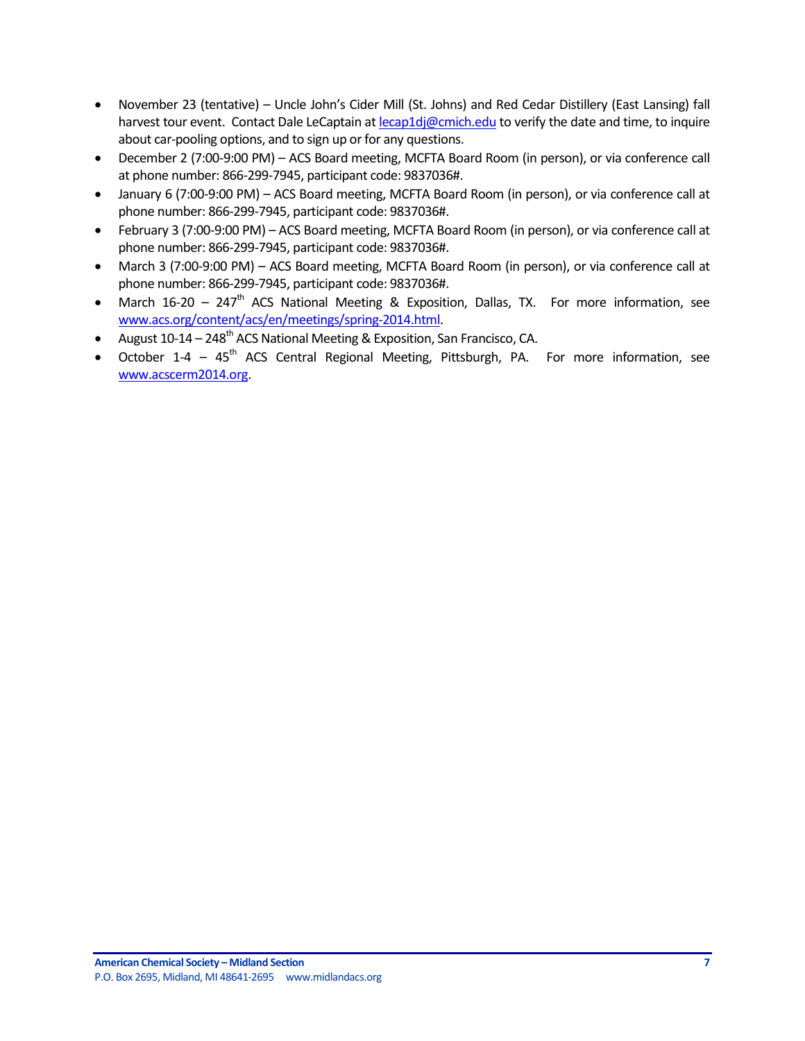- November 23 (tentative) – Uncle John's Cider Mill (St. Johns) and Red Cedar Distillery (East Lansing) fall harvest tour event. Contact Dale LeCaptain at lecap1dj@cmich.edu to verify the date and time, to inquire about car-pooling options, and to sign up or for any questions.
- December 2 (7:00-9:00 PM) – ACS Board meeting, MCFTA Board Room (in person), or via conference call at phone number: 866-299-7945, participant code: 9837036#.
- January 6 (7:00-9:00 PM) – ACS Board meeting, MCFTA Board Room (in person), or via conference call at phone number: 866-299-7945, participant code: 9837036#.
- February 3 (7:00-9:00 PM) – ACS Board meeting, MCFTA Board Room (in person), or via conference call at phone number: 866-299-7945, participant code: 9837036#.
- March 3 (7:00-9:00 PM) – ACS Board meeting, MCFTA Board Room (in person), or via conference call at phone number: 866-299-7945, participant code: 9837036#.
- March 16-20 – 247th ACS National Meeting & Exposition, Dallas, TX. For more information, see www.acs.org/content/acs/en/meetings/spring-2014.html.
- August 10-14 – 248th ACS National Meeting & Exposition, San Francisco, CA.
- October 1-4 – 45th ACS Central Regional Meeting, Pittsburgh, PA. For more information, see www.acscerm2014.org.